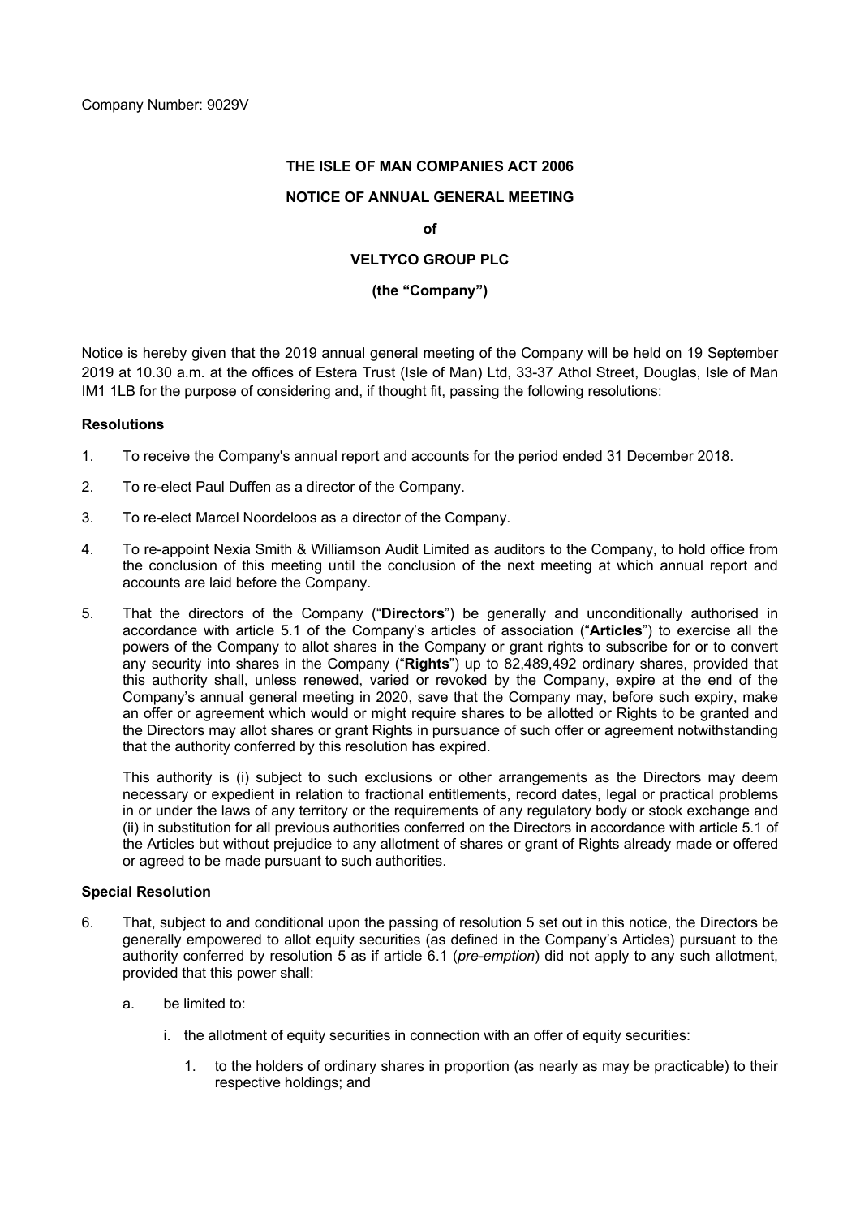Company Number: 9029V

**THE ISLE OF MAN COMPANIES ACT 2006**

**NOTICE OF ANNUAL GENERAL MEETING**

**of**

**VELTYCO GROUP PLC**

**(the "Company")**

Notice is hereby given that the 2019 annual general meeting of the Company will be held on 19 September 2019 at 10.30 a.m. at the offices of Estera Trust (Isle of Man) Ltd, 33-37 Athol Street, Douglas, Isle of Man IM1 1LB for the purpose of considering and, if thought fit, passing the following resolutions:

**Resolutions**

1. To receive the Company's annual report and accounts for the period ended 31 December 2018.

2. To re-elect Paul Duffen as a director of the Company.

3. To re-elect Marcel Noordeloos as a director of the Company.

4. To re-appoint Nexia Smith & Williamson Audit Limited as auditors to the Company, to hold office from the conclusion of this meeting until the conclusion of the next meeting at which annual report and accounts are laid before the Company.

5. That the directors of the Company ("**Directors**") be generally and unconditionally authorised in accordance with article 5.1 of the Company's articles of association ("**Articles**") to exercise all the powers of the Company to allot shares in the Company or grant rights to subscribe for or to convert any security into shares in the Company ("**Rights**") up to 82,489,492 ordinary shares, provided that this authority shall, unless renewed, varied or revoked by the Company, expire at the end of the Company's annual general meeting in 2020, save that the Company may, before such expiry, make an offer or agreement which would or might require shares to be allotted or Rights to be granted and the Directors may allot shares or grant Rights in pursuance of such offer or agreement notwithstanding that the authority conferred by this resolution has expired.

   This authority is (i) subject to such exclusions or other arrangements as the Directors may deem necessary or expedient in relation to fractional entitlements, record dates, legal or practical problems in or under the laws of any territory or the requirements of any regulatory body or stock exchange and (ii) in substitution for all previous authorities conferred on the Directors in accordance with article 5.1 of the Articles but without prejudice to any allotment of shares or grant of Rights already made or offered or agreed to be made pursuant to such authorities.

**Special Resolution**

6. That, subject to and conditional upon the passing of resolution 5 set out in this notice, the Directors be generally empowered to allot equity securities (as defined in the Company's Articles) pursuant to the authority conferred by resolution 5 as if article 6.1 (*pre-emption*) did not apply to any such allotment, provided that this power shall:

   a. be limited to:

      i. the allotment of equity securities in connection with an offer of equity securities:

         1. to the holders of ordinary shares in proportion (as nearly as may be practicable) to their respective holdings; and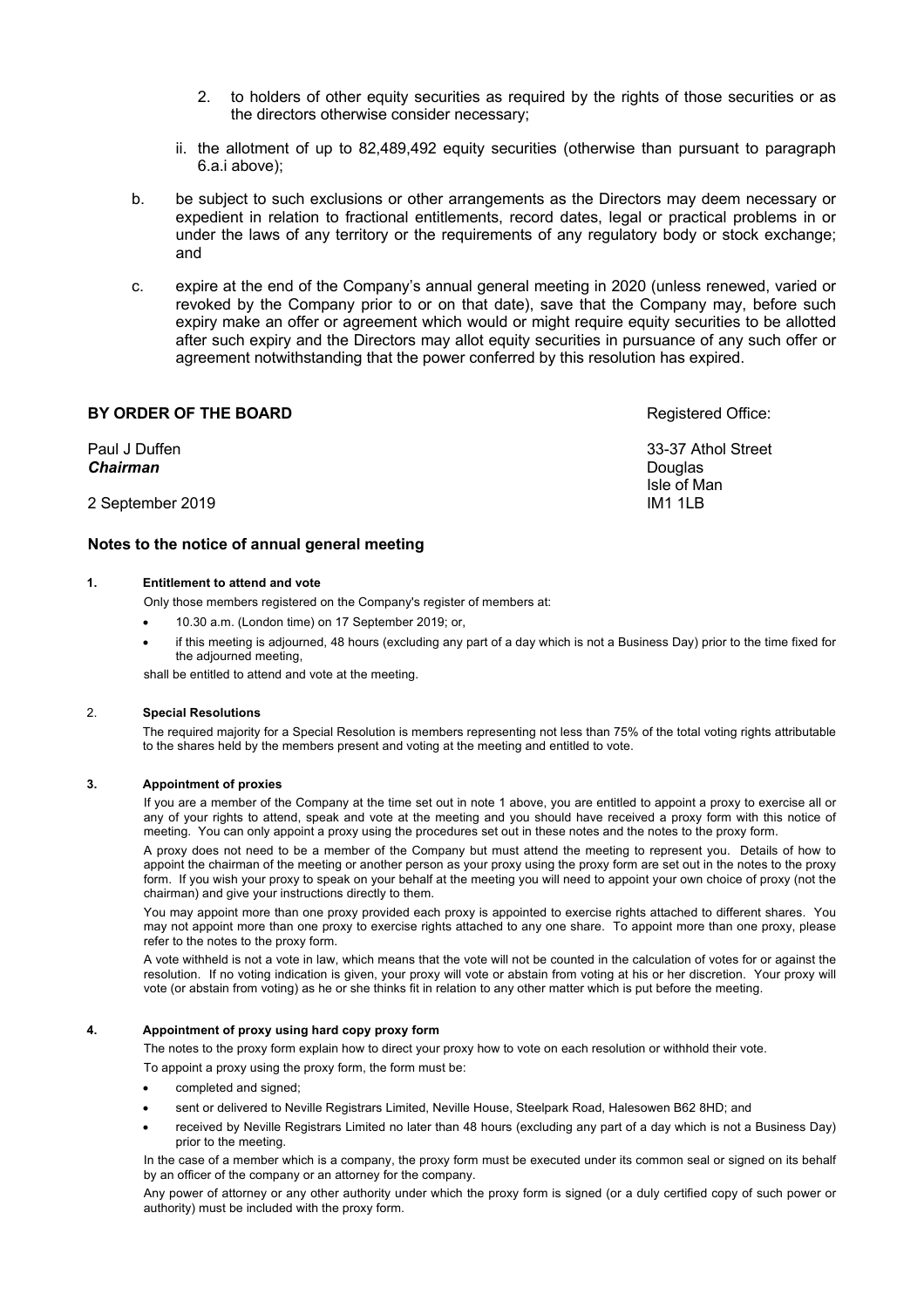2. to holders of other equity securities as required by the rights of those securities or as the directors otherwise consider necessary;

ii. the allotment of up to 82,489,492 equity securities (otherwise than pursuant to paragraph 6.a.i above);

b. be subject to such exclusions or other arrangements as the Directors may deem necessary or expedient in relation to fractional entitlements, record dates, legal or practical problems in or under the laws of any territory or the requirements of any regulatory body or stock exchange; and

c. expire at the end of the Company's annual general meeting in 2020 (unless renewed, varied or revoked by the Company prior to or on that date), save that the Company may, before such expiry make an offer or agreement which would or might require equity securities to be allotted after such expiry and the Directors may allot equity securities in pursuance of any such offer or agreement notwithstanding that the power conferred by this resolution has expired.

**BY ORDER OF THE BOARD**

Paul J Duffen
***Chairman***

2 September 2019

Registered Office:

33-37 Athol Street
Douglas
Isle of Man
IM1 1LB

## Notes to the notice of annual general meeting

**1. Entitlement to attend and vote**

Only those members registered on the Company's register of members at:

- 10.30 a.m. (London time) on 17 September 2019; or,
- if this meeting is adjourned, 48 hours (excluding any part of a day which is not a Business Day) prior to the time fixed for the adjourned meeting,

shall be entitled to attend and vote at the meeting.

**2. Special Resolutions**

The required majority for a Special Resolution is members representing not less than 75% of the total voting rights attributable to the shares held by the members present and voting at the meeting and entitled to vote.

**3. Appointment of proxies**

If you are a member of the Company at the time set out in note 1 above, you are entitled to appoint a proxy to exercise all or any of your rights to attend, speak and vote at the meeting and you should have received a proxy form with this notice of meeting. You can only appoint a proxy using the procedures set out in these notes and the notes to the proxy form.

A proxy does not need to be a member of the Company but must attend the meeting to represent you. Details of how to appoint the chairman of the meeting or another person as your proxy using the proxy form are set out in the notes to the proxy form. If you wish your proxy to speak on your behalf at the meeting you will need to appoint your own choice of proxy (not the chairman) and give your instructions directly to them.

You may appoint more than one proxy provided each proxy is appointed to exercise rights attached to different shares. You may not appoint more than one proxy to exercise rights attached to any one share. To appoint more than one proxy, please refer to the notes to the proxy form.

A vote withheld is not a vote in law, which means that the vote will not be counted in the calculation of votes for or against the resolution. If no voting indication is given, your proxy will vote or abstain from voting at his or her discretion. Your proxy will vote (or abstain from voting) as he or she thinks fit in relation to any other matter which is put before the meeting.

**4. Appointment of proxy using hard copy proxy form**

The notes to the proxy form explain how to direct your proxy how to vote on each resolution or withhold their vote.

To appoint a proxy using the proxy form, the form must be:

- completed and signed;
- sent or delivered to Neville Registrars Limited, Neville House, Steelpark Road, Halesowen B62 8HD; and
- received by Neville Registrars Limited no later than 48 hours (excluding any part of a day which is not a Business Day) prior to the meeting.

In the case of a member which is a company, the proxy form must be executed under its common seal or signed on its behalf by an officer of the company or an attorney for the company.

Any power of attorney or any other authority under which the proxy form is signed (or a duly certified copy of such power or authority) must be included with the proxy form.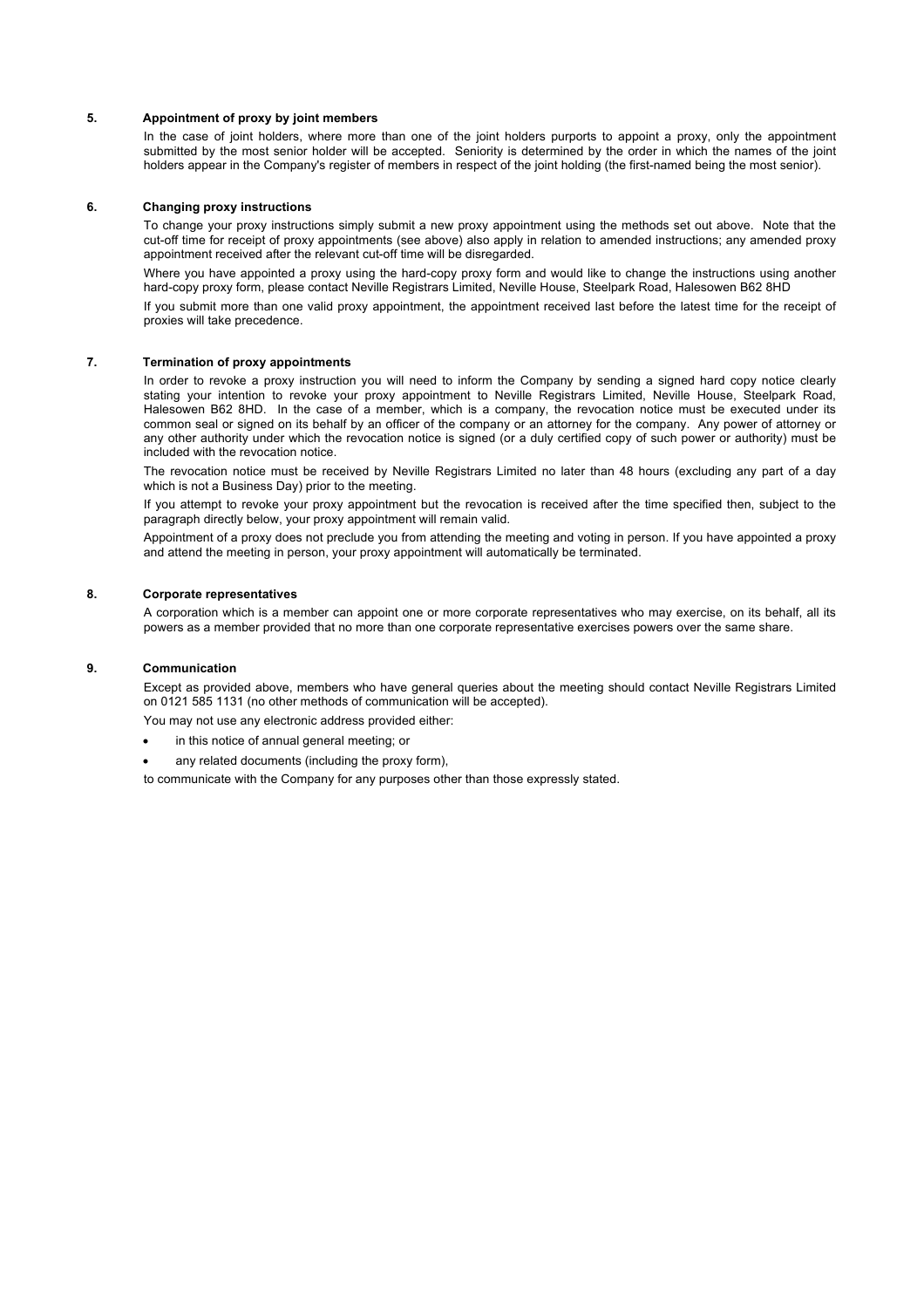## 5. Appointment of proxy by joint members

In the case of joint holders, where more than one of the joint holders purports to appoint a proxy, only the appointment submitted by the most senior holder will be accepted. Seniority is determined by the order in which the names of the joint holders appear in the Company's register of members in respect of the joint holding (the first-named being the most senior).

## 6. Changing proxy instructions

To change your proxy instructions simply submit a new proxy appointment using the methods set out above. Note that the cut-off time for receipt of proxy appointments (see above) also apply in relation to amended instructions; any amended proxy appointment received after the relevant cut-off time will be disregarded.

Where you have appointed a proxy using the hard-copy proxy form and would like to change the instructions using another hard-copy proxy form, please contact Neville Registrars Limited, Neville House, Steelpark Road, Halesowen B62 8HD

If you submit more than one valid proxy appointment, the appointment received last before the latest time for the receipt of proxies will take precedence.

## 7. Termination of proxy appointments

In order to revoke a proxy instruction you will need to inform the Company by sending a signed hard copy notice clearly stating your intention to revoke your proxy appointment to Neville Registrars Limited, Neville House, Steelpark Road, Halesowen B62 8HD. In the case of a member, which is a company, the revocation notice must be executed under its common seal or signed on its behalf by an officer of the company or an attorney for the company. Any power of attorney or any other authority under which the revocation notice is signed (or a duly certified copy of such power or authority) must be included with the revocation notice.

The revocation notice must be received by Neville Registrars Limited no later than 48 hours (excluding any part of a day which is not a Business Day) prior to the meeting.

If you attempt to revoke your proxy appointment but the revocation is received after the time specified then, subject to the paragraph directly below, your proxy appointment will remain valid.

Appointment of a proxy does not preclude you from attending the meeting and voting in person. If you have appointed a proxy and attend the meeting in person, your proxy appointment will automatically be terminated.

## 8. Corporate representatives

A corporation which is a member can appoint one or more corporate representatives who may exercise, on its behalf, all its powers as a member provided that no more than one corporate representative exercises powers over the same share.

## 9. Communication

Except as provided above, members who have general queries about the meeting should contact Neville Registrars Limited on 0121 585 1131 (no other methods of communication will be accepted).

You may not use any electronic address provided either:

- in this notice of annual general meeting; or
- any related documents (including the proxy form),

to communicate with the Company for any purposes other than those expressly stated.